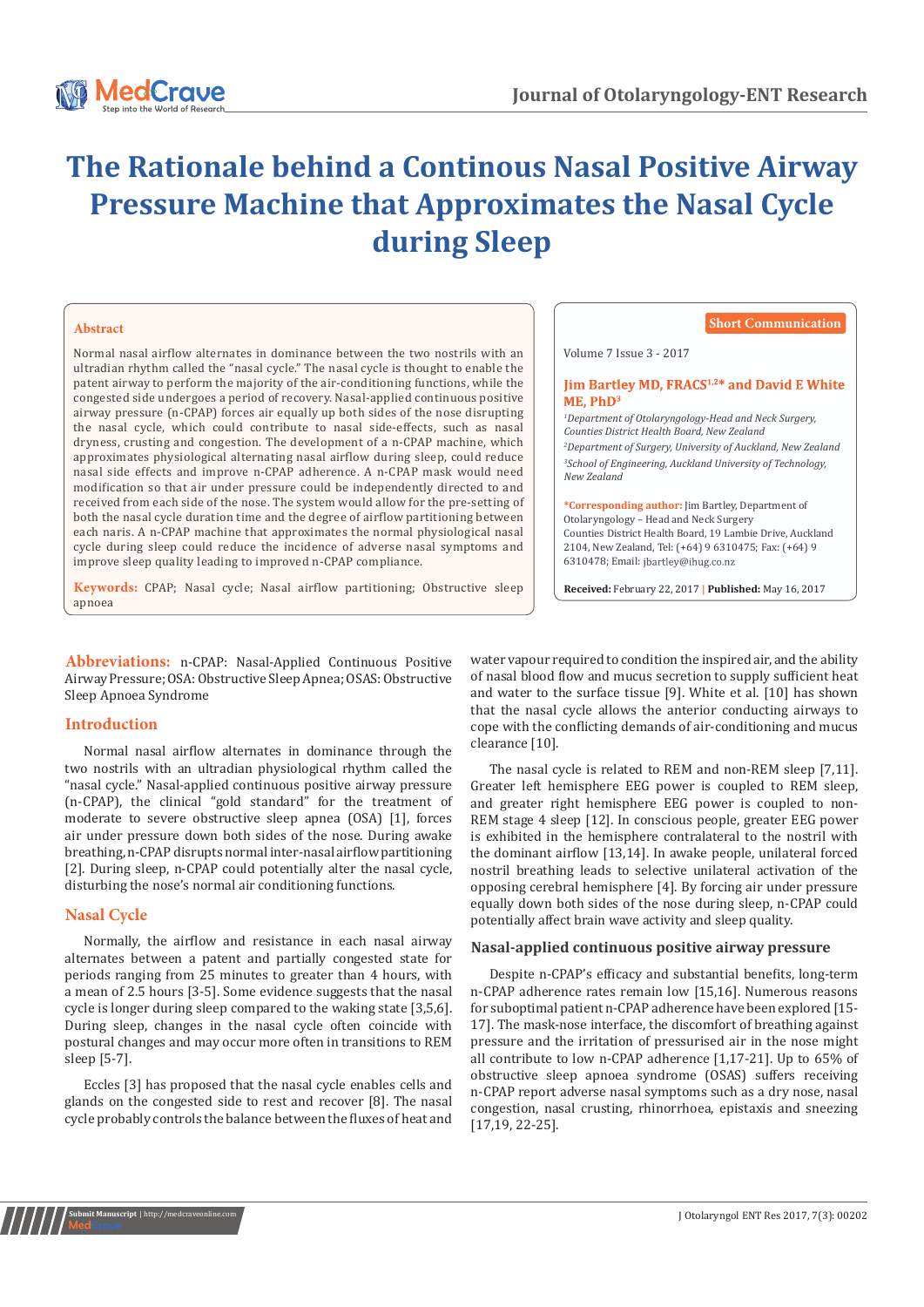# The Rationale behind a Continous Nasal Positive Airway Pressure Machine that Approximates the Nasal Cycle during Sleep

**Short Communication**

Volume 7 Issue 3 - 2017

**Jim Bartley MD, FRACS[1,2]* and David E White ME, PhD[3]**

[1]*Department of Otolaryngology-Head and Neck Surgery, Counties District Health Board, New Zealand*

[2]*Department of Surgery, University of Auckland, New Zealand*

[3]*School of Engineering, Auckland University of Technology, New Zealand*

**\*Corresponding author:** Jim Bartley, Department of Otolaryngology – Head and Neck Surgery Counties District Health Board, 19 Lambie Drive, Auckland 2104, New Zealand, Tel: (+64) 9 6310475; Fax: (+64) 9 6310478; Email: jbartley@ihug.co.nz

**Received:** February 22, 2017 | **Published:** May 16, 2017

## Abstract

Normal nasal airflow alternates in dominance between the two nostrils with an ultradian rhythm called the "nasal cycle." The nasal cycle is thought to enable the patent airway to perform the majority of the air-conditioning functions, while the congested side undergoes a period of recovery. Nasal-applied continuous positive airway pressure (n-CPAP) forces air equally up both sides of the nose disrupting the nasal cycle, which could contribute to nasal side-effects, such as nasal dryness, crusting and congestion. The development of a n-CPAP machine, which approximates physiological alternating nasal airflow during sleep, could reduce nasal side effects and improve n-CPAP adherence. A n-CPAP mask would need modification so that air under pressure could be independently directed to and received from each side of the nose. The system would allow for the pre-setting of both the nasal cycle duration time and the degree of airflow partitioning between each naris. A n-CPAP machine that approximates the normal physiological nasal cycle during sleep could reduce the incidence of adverse nasal symptoms and improve sleep quality leading to improved n-CPAP compliance.

**Keywords:** CPAP; Nasal cycle; Nasal airflow partitioning; Obstructive sleep apnoea

**Abbreviations:** n-CPAP: Nasal-Applied Continuous Positive Airway Pressure; OSA: Obstructive Sleep Apnea; OSAS: Obstructive Sleep Apnoea Syndrome

## Introduction

Normal nasal airflow alternates in dominance through the two nostrils with an ultradian physiological rhythm called the "nasal cycle." Nasal-applied continuous positive airway pressure (n-CPAP), the clinical "gold standard" for the treatment of moderate to severe obstructive sleep apnea (OSA) [1], forces air under pressure down both sides of the nose. During awake breathing, n-CPAP disrupts normal inter-nasal airflow partitioning [2]. During sleep, n-CPAP could potentially alter the nasal cycle, disturbing the nose's normal air conditioning functions.

## Nasal Cycle

Normally, the airflow and resistance in each nasal airway alternates between a patent and partially congested state for periods ranging from 25 minutes to greater than 4 hours, with a mean of 2.5 hours [3-5]. Some evidence suggests that the nasal cycle is longer during sleep compared to the waking state [3,5,6]. During sleep, changes in the nasal cycle often coincide with postural changes and may occur more often in transitions to REM sleep [5-7].

Eccles [3] has proposed that the nasal cycle enables cells and glands on the congested side to rest and recover [8]. The nasal cycle probably controls the balance between the fluxes of heat and water vapour required to condition the inspired air, and the ability of nasal blood flow and mucus secretion to supply sufficient heat and water to the surface tissue [9]. White et al. [10] has shown that the nasal cycle allows the anterior conducting airways to cope with the conflicting demands of air-conditioning and mucus clearance [10].

The nasal cycle is related to REM and non-REM sleep [7,11]. Greater left hemisphere EEG power is coupled to REM sleep, and greater right hemisphere EEG power is coupled to non-REM stage 4 sleep [12]. In conscious people, greater EEG power is exhibited in the hemisphere contralateral to the nostril with the dominant airflow [13,14]. In awake people, unilateral forced nostril breathing leads to selective unilateral activation of the opposing cerebral hemisphere [4]. By forcing air under pressure equally down both sides of the nose during sleep, n-CPAP could potentially affect brain wave activity and sleep quality.

### Nasal-applied continuous positive airway pressure

Despite n-CPAP's efficacy and substantial benefits, long-term n-CPAP adherence rates remain low [15,16]. Numerous reasons for suboptimal patient n-CPAP adherence have been explored [15-17]. The mask-nose interface, the discomfort of breathing against pressure and the irritation of pressurised air in the nose might all contribute to low n-CPAP adherence [1,17-21]. Up to 65% of obstructive sleep apnoea syndrome (OSAS) suffers receiving n-CPAP report adverse nasal symptoms such as a dry nose, nasal congestion, nasal crusting, rhinorrhoea, epistaxis and sneezing [17,19, 22-25].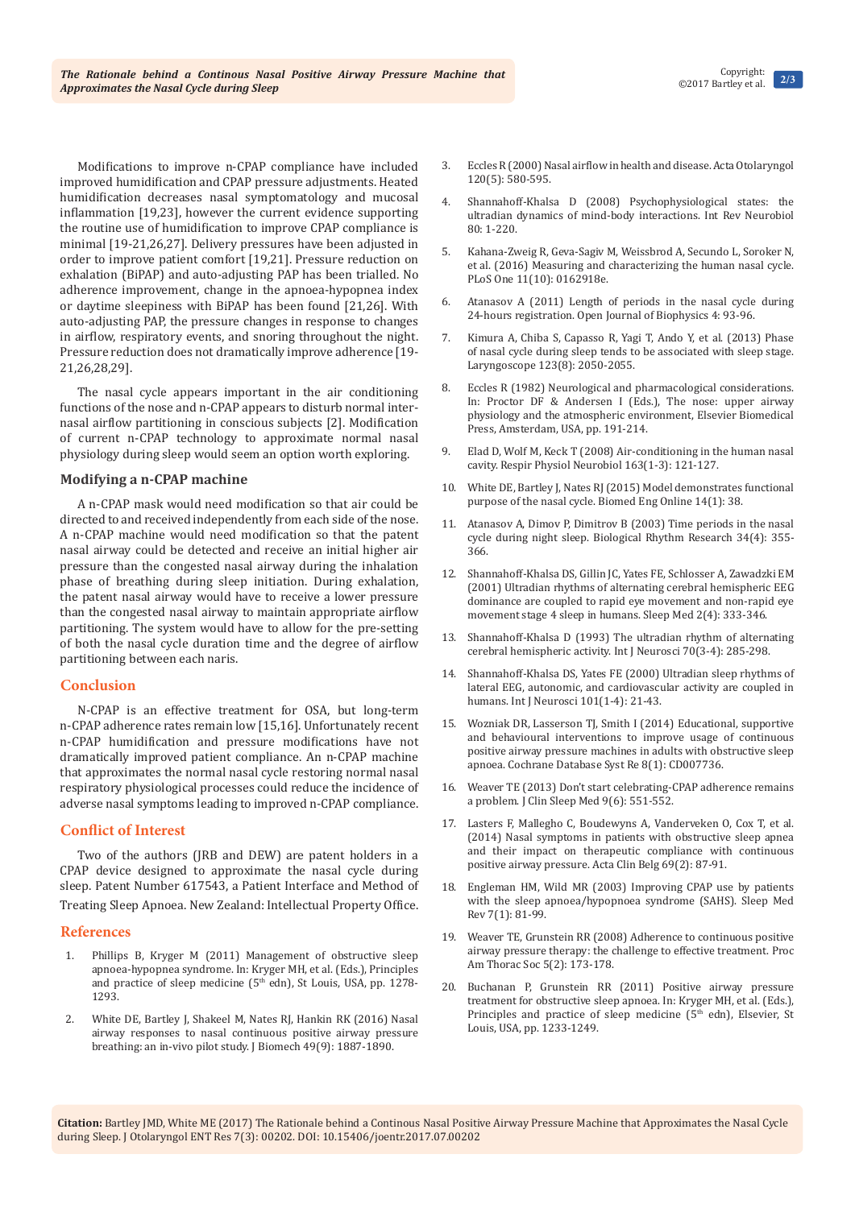Modifications to improve n-CPAP compliance have included improved humidification and CPAP pressure adjustments. Heated humidification decreases nasal symptomatology and mucosal inflammation [19,23], however the current evidence supporting the routine use of humidification to improve CPAP compliance is minimal [19-21,26,27]. Delivery pressures have been adjusted in order to improve patient comfort [19,21]. Pressure reduction on exhalation (BiPAP) and auto-adjusting PAP has been trialled. No adherence improvement, change in the apnoea-hypopnea index or daytime sleepiness with BiPAP has been found [21,26]. With auto-adjusting PAP, the pressure changes in response to changes in airflow, respiratory events, and snoring throughout the night. Pressure reduction does not dramatically improve adherence [19-21,26,28,29].

The nasal cycle appears important in the air conditioning functions of the nose and n-CPAP appears to disturb normal inter-nasal airflow partitioning in conscious subjects [2]. Modification of current n-CPAP technology to approximate normal nasal physiology during sleep would seem an option worth exploring.

### Modifying a n-CPAP machine

A n-CPAP mask would need modification so that air could be directed to and received independently from each side of the nose. A n-CPAP machine would need modification so that the patent nasal airway could be detected and receive an initial higher air pressure than the congested nasal airway during the inhalation phase of breathing during sleep initiation. During exhalation, the patent nasal airway would have to receive a lower pressure than the congested nasal airway to maintain appropriate airflow partitioning. The system would have to allow for the pre-setting of both the nasal cycle duration time and the degree of airflow partitioning between each naris.

## Conclusion

N-CPAP is an effective treatment for OSA, but long-term n-CPAP adherence rates remain low [15,16]. Unfortunately recent n-CPAP humidification and pressure modifications have not dramatically improved patient compliance. An n-CPAP machine that approximates the normal nasal cycle restoring normal nasal respiratory physiological processes could reduce the incidence of adverse nasal symptoms leading to improved n-CPAP compliance.

## Conflict of Interest

Two of the authors (JRB and DEW) are patent holders in a CPAP device designed to approximate the nasal cycle during sleep. Patent Number 617543, a Patient Interface and Method of Treating Sleep Apnoea. New Zealand: Intellectual Property Office.

## References

1. Phillips B, Kryger M (2011) Management of obstructive sleep apnoea-hypopnea syndrome. In: Kryger MH, et al. (Eds.), Principles and practice of sleep medicine (5th edn), St Louis, USA, pp. 1278-1293.
2. White DE, Bartley J, Shakeel M, Nates RJ, Hankin RK (2016) Nasal airway responses to nasal continuous positive airway pressure breathing: an in-vivo pilot study. J Biomech 49(9): 1887-1890.
3. Eccles R (2000) Nasal airflow in health and disease. Acta Otolaryngol 120(5): 580-595.
4. Shannahoff-Khalsa D (2008) Psychophysiological states: the ultradian dynamics of mind-body interactions. Int Rev Neurobiol 80: 1-220.
5. Kahana-Zweig R, Geva-Sagiv M, Weissbrod A, Secundo L, Soroker N, et al. (2016) Measuring and characterizing the human nasal cycle. PLoS One 11(10): 0162918e.
6. Atanasov A (2011) Length of periods in the nasal cycle during 24-hours registration. Open Journal of Biophysics 4: 93-96.
7. Kimura A, Chiba S, Capasso R, Yagi T, Ando Y, et al. (2013) Phase of nasal cycle during sleep tends to be associated with sleep stage. Laryngoscope 123(8): 2050-2055.
8. Eccles R (1982) Neurological and pharmacological considerations. In: Proctor DF & Andersen I (Eds.), The nose: upper airway physiology and the atmospheric environment, Elsevier Biomedical Press, Amsterdam, USA, pp. 191-214.
9. Elad D, Wolf M, Keck T (2008) Air-conditioning in the human nasal cavity. Respir Physiol Neurobiol 163(1-3): 121-127.
10. White DE, Bartley J, Nates RJ (2015) Model demonstrates functional purpose of the nasal cycle. Biomed Eng Online 14(1): 38.
11. Atanasov A, Dimov P, Dimitrov B (2003) Time periods in the nasal cycle during night sleep. Biological Rhythm Research 34(4): 355-366.
12. Shannahoff-Khalsa DS, Gillin JC, Yates FE, Schlosser A, Zawadzki EM (2001) Ultradian rhythms of alternating cerebral hemispheric EEG dominance are coupled to rapid eye movement and non-rapid eye movement stage 4 sleep in humans. Sleep Med 2(4): 333-346.
13. Shannahoff-Khalsa D (1993) The ultradian rhythm of alternating cerebral hemispheric activity. Int J Neurosci 70(3-4): 285-298.
14. Shannahoff-Khalsa DS, Yates FE (2000) Ultradian sleep rhythms of lateral EEG, autonomic, and cardiovascular activity are coupled in humans. Int J Neurosci 101(1-4): 21-43.
15. Wozniak DR, Lasserson TJ, Smith I (2014) Educational, supportive and behavioural interventions to improve usage of continuous positive airway pressure machines in adults with obstructive sleep apnoea. Cochrane Database Syst Re 8(1): CD007736.
16. Weaver TE (2013) Don't start celebrating-CPAP adherence remains a problem. J Clin Sleep Med 9(6): 551-552.
17. Lasters F, Mallegho C, Boudewyns A, Vanderveken O, Cox T, et al. (2014) Nasal symptoms in patients with obstructive sleep apnea and their impact on therapeutic compliance with continuous positive airway pressure. Acta Clin Belg 69(2): 87-91.
18. Engleman HM, Wild MR (2003) Improving CPAP use by patients with the sleep apnoea/hypopnoea syndrome (SAHS). Sleep Med Rev 7(1): 81-99.
19. Weaver TE, Grunstein RR (2008) Adherence to continuous positive airway pressure therapy: the challenge to effective treatment. Proc Am Thorac Soc 5(2): 173-178.
20. Buchanan P, Grunstein RR (2011) Positive airway pressure treatment for obstructive sleep apnoea. In: Kryger MH, et al. (Eds.), Principles and practice of sleep medicine (5th edn), Elsevier, St Louis, USA, pp. 1233-1249.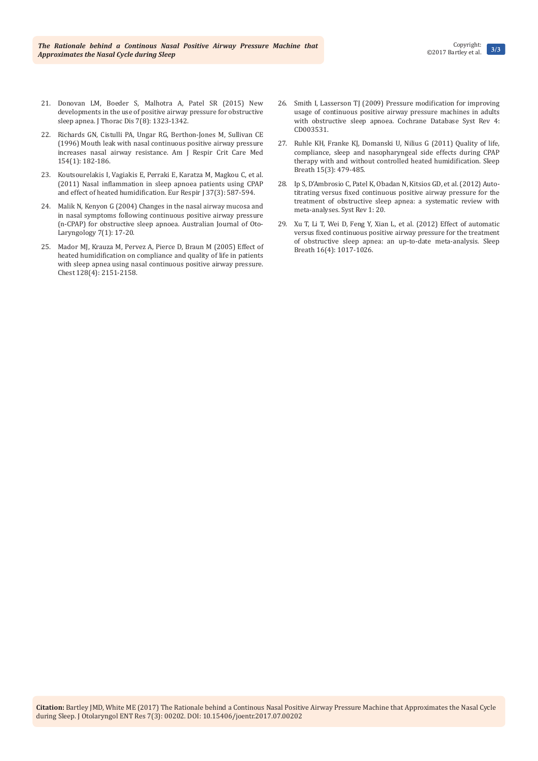21. Donovan LM, Boeder S, Malhotra A, Patel SR (2015) New developments in the use of positive airway pressure for obstructive sleep apnea. J Thorac Dis 7(8): 1323-1342.

22. Richards GN, Cistulli PA, Ungar RG, Berthon-Jones M, Sullivan CE (1996) Mouth leak with nasal continuous positive airway pressure increases nasal airway resistance. Am J Respir Crit Care Med 154(1): 182-186.

23. Koutsourelakis I, Vagiakis E, Perraki E, Karatza M, Magkou C, et al. (2011) Nasal inflammation in sleep apnoea patients using CPAP and effect of heated humidification. Eur Respir J 37(3): 587-594.

24. Malik N, Kenyon G (2004) Changes in the nasal airway mucosa and in nasal symptoms following continuous positive airway pressure (n-CPAP) for obstructive sleep apnoea. Australian Journal of Oto-Laryngology 7(1): 17-20.

25. Mador MJ, Krauza M, Pervez A, Pierce D, Braun M (2005) Effect of heated humidification on compliance and quality of life in patients with sleep apnea using nasal continuous positive airway pressure. Chest 128(4): 2151-2158.

26. Smith I, Lasserson TJ (2009) Pressure modification for improving usage of continuous positive airway pressure machines in adults with obstructive sleep apnoea. Cochrane Database Syst Rev 4: CD003531.

27. Ruhle KH, Franke KJ, Domanski U, Nilius G (2011) Quality of life, compliance, sleep and nasopharyngeal side effects during CPAP therapy with and without controlled heated humidification. Sleep Breath 15(3): 479-485.

28. Ip S, D'Ambrosio C, Patel K, Obadan N, Kitsios GD, et al. (2012) Auto-titrating versus fixed continuous positive airway pressure for the treatment of obstructive sleep apnea: a systematic review with meta-analyses. Syst Rev 1: 20.

29. Xu T, Li T, Wei D, Feng Y, Xian L, et al. (2012) Effect of automatic versus fixed continuous positive airway pressure for the treatment of obstructive sleep apnea: an up-to-date meta-analysis. Sleep Breath 16(4): 1017-1026.